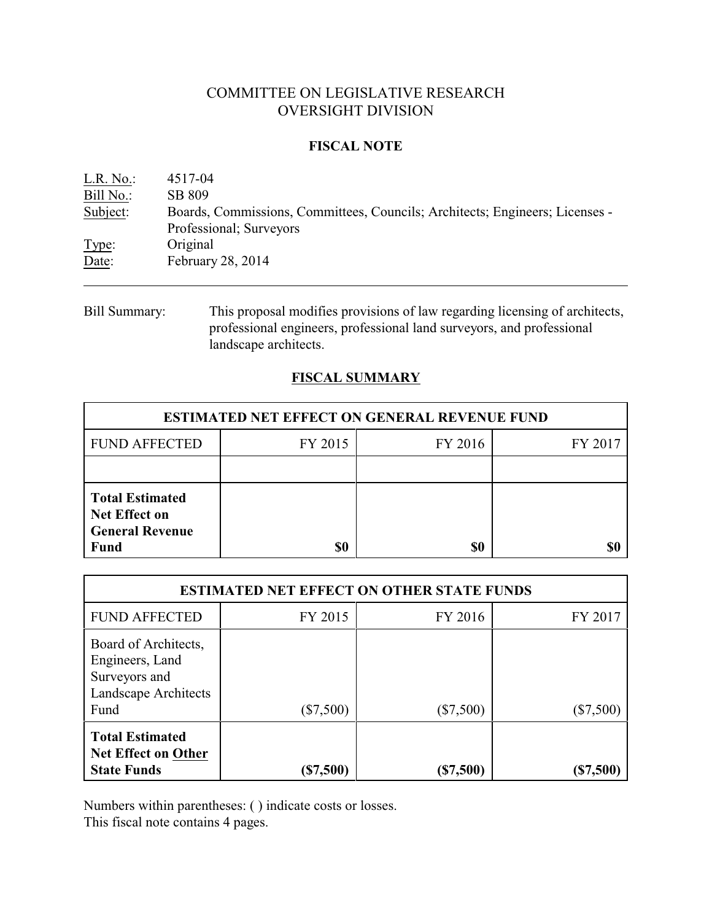# COMMITTEE ON LEGISLATIVE RESEARCH
# OVERSIGHT DIVISION

## FISCAL NOTE

L.R. No.: 4517-04
Bill No.: SB 809
Subject: Boards, Commissions, Committees, Councils; Architects; Engineers; Licenses - Professional; Surveyors
Type: Original
Date: February 28, 2014

---

Bill Summary: This proposal modifies provisions of law regarding licensing of architects, professional engineers, professional land surveyors, and professional landscape architects.

## FISCAL SUMMARY

| ESTIMATED NET EFFECT ON GENERAL REVENUE FUND | | | |
|---|---|---|---|
| FUND AFFECTED | FY 2015 | FY 2016 | FY 2017 |
| | | | |
| **Total Estimated Net Effect on General Revenue Fund** | **$0** | **$0** | **$0** |

| ESTIMATED NET EFFECT ON OTHER STATE FUNDS | | | |
|---|---|---|---|
| FUND AFFECTED | FY 2015 | FY 2016 | FY 2017 |
| Board of Architects, Engineers, Land Surveyors and Landscape Architects Fund | ($7,500) | ($7,500) | ($7,500) |
| **Total Estimated Net Effect on Other State Funds** | **($7,500)** | **($7,500)** | **($7,500)** |

Numbers within parentheses: ( ) indicate costs or losses.
This fiscal note contains 4 pages.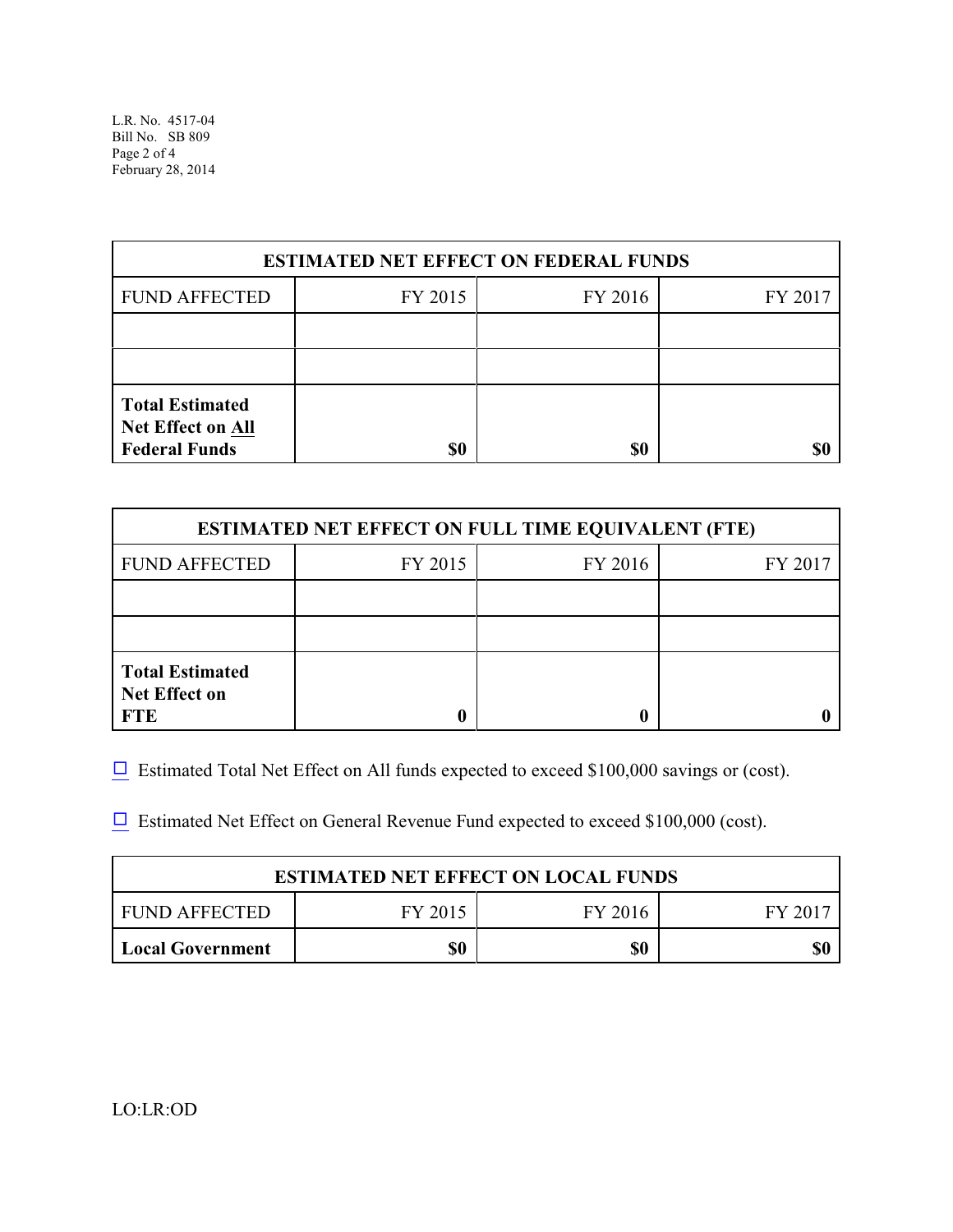| ESTIMATED NET EFFECT ON FEDERAL FUNDS | | | |
|---|---|---|---|
| FUND AFFECTED | FY 2015 | FY 2016 | FY 2017 |
| | | | |
| | | | |
| **Total Estimated Net Effect on All Federal Funds** | **$0** | **$0** | **$0** |

| ESTIMATED NET EFFECT ON FULL TIME EQUIVALENT (FTE) | | | |
|---|---|---|---|
| FUND AFFECTED | FY 2015 | FY 2016 | FY 2017 |
| | | | |
| | | | |
| **Total Estimated Net Effect on FTE** | **0** | **0** | **0** |

☐ Estimated Total Net Effect on All funds expected to exceed $100,000 savings or (cost).

☐ Estimated Net Effect on General Revenue Fund expected to exceed $100,000 (cost).

| ESTIMATED NET EFFECT ON LOCAL FUNDS | | | |
|---|---|---|---|
| FUND AFFECTED | FY 2015 | FY 2016 | FY 2017 |
| **Local Government** | **$0** | **$0** | **$0** |

LO:LR:OD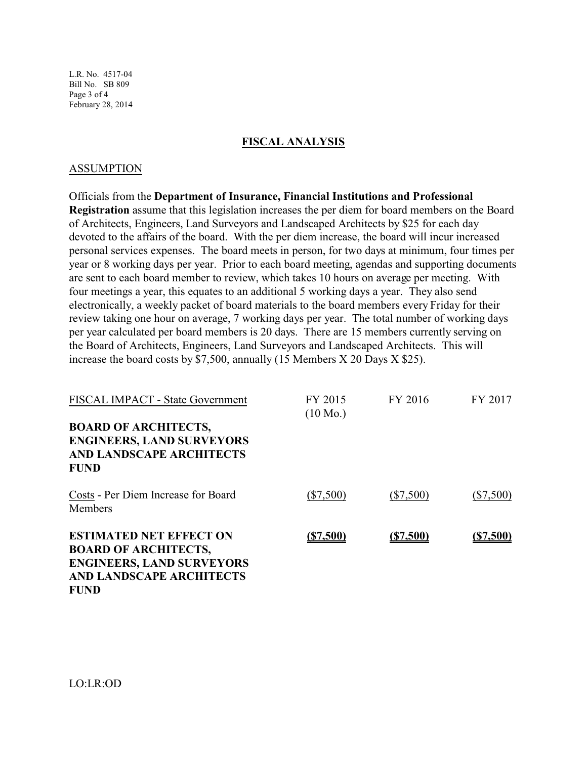## FISCAL ANALYSIS

### ASSUMPTION

Officials from the **Department of Insurance, Financial Institutions and Professional Registration** assume that this legislation increases the per diem for board members on the Board of Architects, Engineers, Land Surveyors and Landscaped Architects by $25 for each day devoted to the affairs of the board. With the per diem increase, the board will incur increased personal services expenses. The board meets in person, for two days at minimum, four times per year or 8 working days per year. Prior to each board meeting, agendas and supporting documents are sent to each board member to review, which takes 10 hours on average per meeting. With four meetings a year, this equates to an additional 5 working days a year. They also send electronically, a weekly packet of board materials to the board members every Friday for their review taking one hour on average, 7 working days per year. The total number of working days per year calculated per board members is 20 days. There are 15 members currently serving on the Board of Architects, Engineers, Land Surveyors and Landscaped Architects. This will increase the board costs by $7,500, annually (15 Members X 20 Days X $25).

| FISCAL IMPACT - State Government | FY 2015 (10 Mo.) | FY 2016 | FY 2017 |
|---|---|---|---|
| **BOARD OF ARCHITECTS, ENGINEERS, LAND SURVEYORS AND LANDSCAPE ARCHITECTS FUND** | | | |
| Costs - Per Diem Increase for Board Members | ($7,500) | ($7,500) | ($7,500) |
| **ESTIMATED NET EFFECT ON BOARD OF ARCHITECTS, ENGINEERS, LAND SURVEYORS AND LANDSCAPE ARCHITECTS FUND** | **($7,500)** | **($7,500)** | **($7,500)** |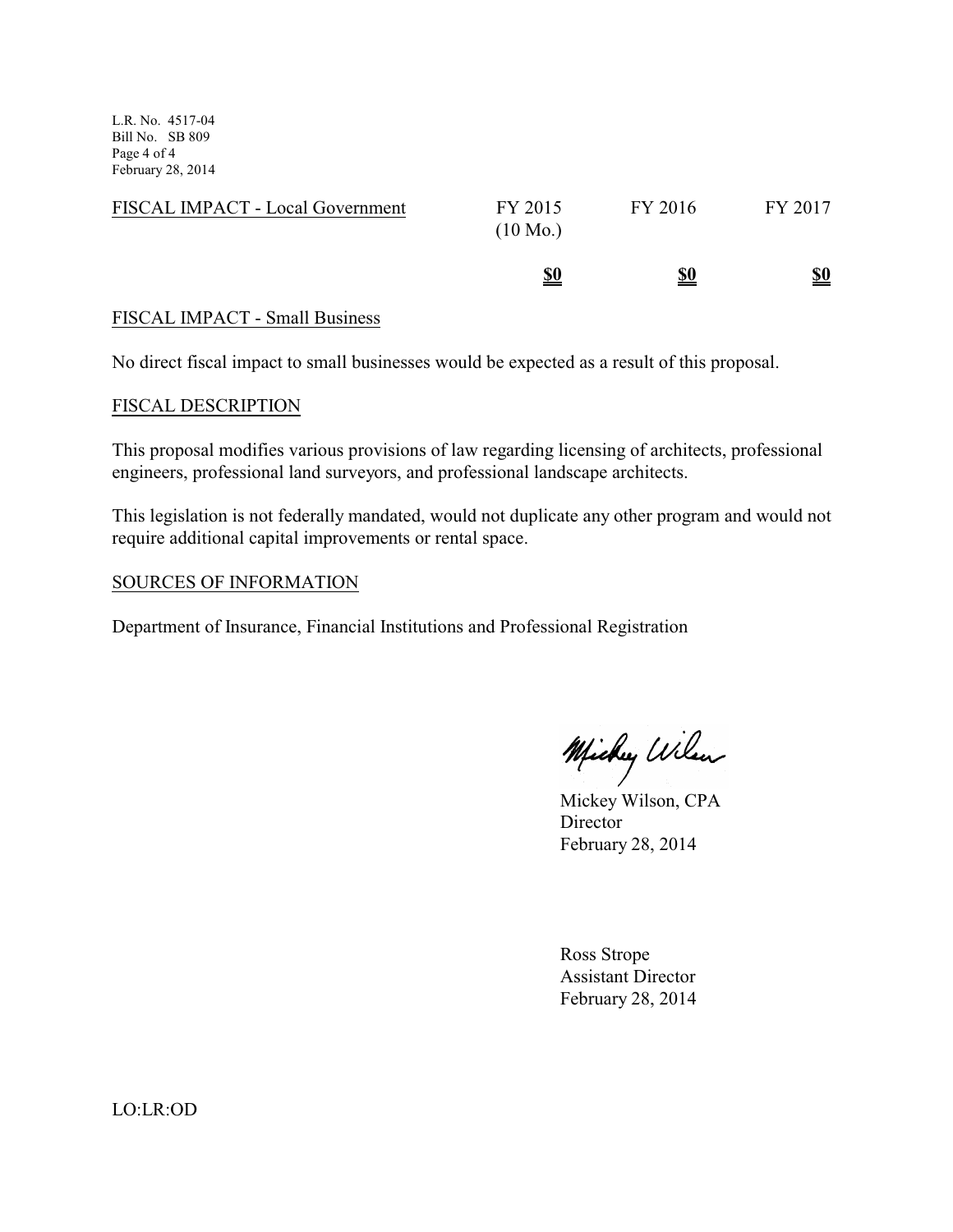L.R. No. 4517-04
Bill No. SB 809
February 28, 2014

| FISCAL IMPACT - Local Government | FY 2015 (10 Mo.) | FY 2016 | FY 2017 |
|---|---|---|---|
| | **$0** | **$0** | **$0** |

FISCAL IMPACT - Small Business

No direct fiscal impact to small businesses would be expected as a result of this proposal.

FISCAL DESCRIPTION

This proposal modifies various provisions of law regarding licensing of architects, professional engineers, professional land surveyors, and professional landscape architects.

This legislation is not federally mandated, would not duplicate any other program and would not require additional capital improvements or rental space.

SOURCES OF INFORMATION

Department of Insurance, Financial Institutions and Professional Registration

Mickey Wilson, CPA
Director
February 28, 2014

Ross Strope
Assistant Director
February 28, 2014

LO:LR:OD